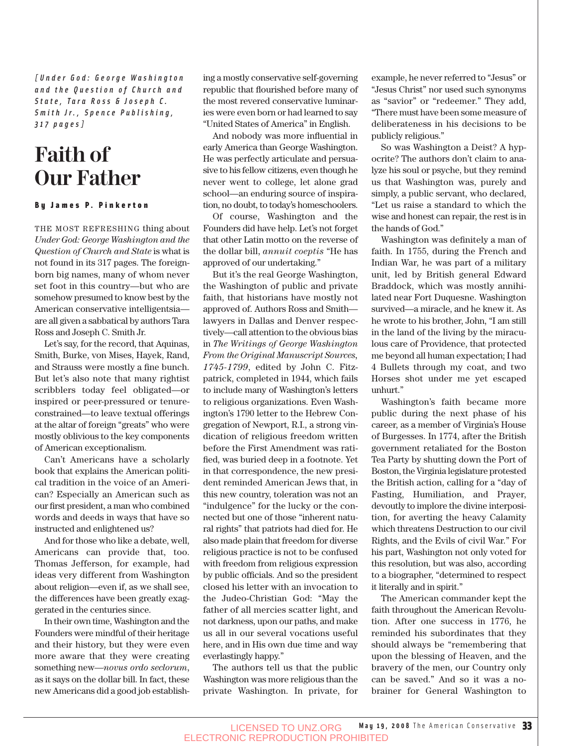*[Under God: George Washington and the Question of Church and State, Tara Ross & Joseph C. Smith Jr., Spence Publishing, 317 pages]*

# Faith of Our Father

**By James P. Pinkerton**

THE MOST REFRESHING thing about *Under God: George Washington and the Question of Church and State* is what is not found in its 317 pages. The foreign-born big names, many of whom never set foot in this country—but who are somehow presumed to know best by the American conservative intelligentsia—are all given a sabbatical by authors Tara Ross and Joseph C. Smith Jr.

Let's say, for the record, that Aquinas, Smith, Burke, von Mises, Hayek, Rand, and Strauss were mostly a fine bunch. But let's also note that many rightist scribblers today feel obligated—or inspired or peer-pressured or tenure-constrained—to leave textual offerings at the altar of foreign "greats" who were mostly oblivious to the key components of American exceptionalism.

Can't Americans have a scholarly book that explains the American political tradition in the voice of an American? Especially an American such as our first president, a man who combined words and deeds in ways that have so instructed and enlightened us?

And for those who like a debate, well, Americans can provide that, too. Thomas Jefferson, for example, had ideas very different from Washington about religion—even if, as we shall see, the differences have been greatly exaggerated in the centuries since.

In their own time, Washington and the Founders were mindful of their heritage and their history, but they were even more aware that they were creating something new—*novus ordo seclorum*, as it says on the dollar bill. In fact, these new Americans did a good job establishing a mostly conservative self-governing republic that flourished before many of the most revered conservative luminaries were even born or had learned to say "United States of America" in English.

And nobody was more influential in early America than George Washington. He was perfectly articulate and persuasive to his fellow citizens, even though he never went to college, let alone grad school—an enduring source of inspiration, no doubt, to today's homeschoolers.

Of course, Washington and the Founders did have help. Let's not forget that other Latin motto on the reverse of the dollar bill, *annuit coeptis* "He has approved of our undertaking."

But it's the real George Washington, the Washington of public and private faith, that historians have mostly not approved of. Authors Ross and Smith—lawyers in Dallas and Denver respectively—call attention to the obvious bias in *The Writings of George Washington From the Original Manuscript Sources, 1745-1799*, edited by John C. Fitzpatrick, completed in 1944, which fails to include many of Washington's letters to religious organizations. Even Washington's 1790 letter to the Hebrew Congregation of Newport, R.I., a strong vindication of religious freedom written before the First Amendment was ratified, was buried deep in a footnote. Yet in that correspondence, the new president reminded American Jews that, in this new country, toleration was not an "indulgence" for the lucky or the connected but one of those "inherent natural rights" that patriots had died for. He also made plain that freedom for diverse religious practice is not to be confused with freedom from religious expression by public officials. And so the president closed his letter with an invocation to the Judeo-Christian God: "May the father of all mercies scatter light, and not darkness, upon our paths, and make us all in our several vocations useful here, and in His own due time and way everlastingly happy."

The authors tell us that the public Washington was more religious than the private Washington. In private, for example, he never referred to "Jesus" or "Jesus Christ" nor used such synonyms as "savior" or "redeemer." They add, "There must have been some measure of deliberateness in his decisions to be publicly religious."

So was Washington a Deist? A hypocrite? The authors don't claim to analyze his soul or psyche, but they remind us that Washington was, purely and simply, a public servant, who declared, "Let us raise a standard to which the wise and honest can repair, the rest is in the hands of God."

Washington was definitely a man of faith. In 1755, during the French and Indian War, he was part of a military unit, led by British general Edward Braddock, which was mostly annihilated near Fort Duquesne. Washington survived—a miracle, and he knew it. As he wrote to his brother, John, "I am still in the land of the living by the miraculous care of Providence, that protected me beyond all human expectation; I had 4 Bullets through my coat, and two Horses shot under me yet escaped unhurt."

Washington's faith became more public during the next phase of his career, as a member of Virginia's House of Burgesses. In 1774, after the British government retaliated for the Boston Tea Party by shutting down the Port of Boston, the Virginia legislature protested the British action, calling for a "day of Fasting, Humiliation, and Prayer, devoutly to implore the divine interposition, for averting the heavy Calamity which threatens Destruction to our civil Rights, and the Evils of civil War." For his part, Washington not only voted for this resolution, but was also, according to a biographer, "determined to respect it literally and in spirit."

The American commander kept the faith throughout the American Revolution. After one success in 1776, he reminded his subordinates that they should always be "remembering that upon the blessing of Heaven, and the bravery of the men, our Country only can be saved." And so it was a no-brainer for General Washington to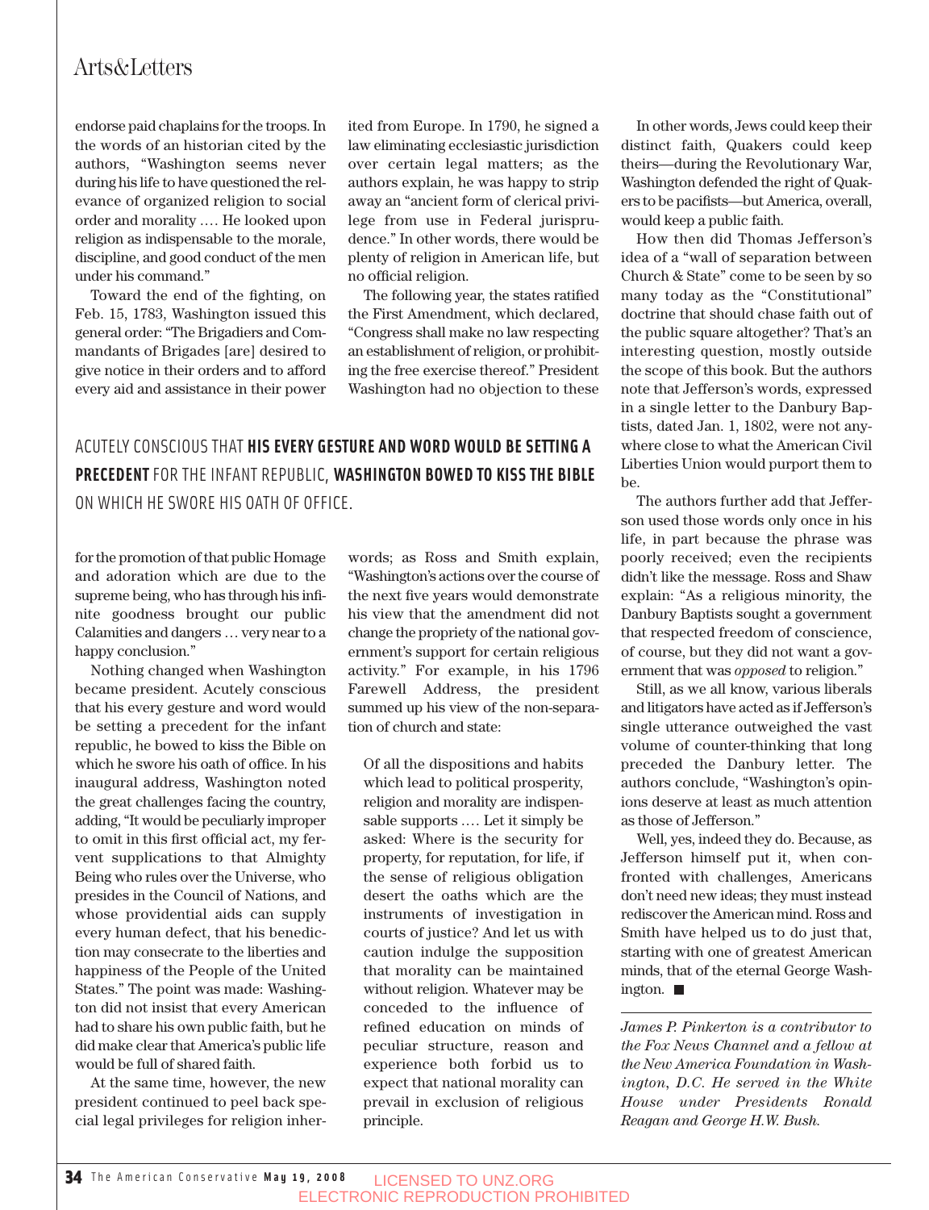endorse paid chaplains for the troops. In the words of an historian cited by the authors, "Washington seems never during his life to have questioned the relevance of organized religion to social order and morality .... He looked upon religion as indispensable to the morale, discipline, and good conduct of the men under his command."

Toward the end of the fighting, on Feb. 15, 1783, Washington issued this general order: "The Brigadiers and Commandants of Brigades [are] desired to give notice in their orders and to afford every aid and assistance in their power for the promotion of that public Homage and adoration which are due to the supreme being, who has through his infinite goodness brought our public Calamities and dangers ... very near to a happy conclusion."

Nothing changed when Washington became president. Acutely conscious that his every gesture and word would be setting a precedent for the infant republic, he bowed to kiss the Bible on which he swore his oath of office. In his inaugural address, Washington noted the great challenges facing the country, adding, "It would be peculiarly improper to omit in this first official act, my fervent supplications to that Almighty Being who rules over the Universe, who presides in the Council of Nations, and whose providential aids can supply every human defect, that his benediction may consecrate to the liberties and happiness of the People of the United States." The point was made: Washington did not insist that every American had to share his own public faith, but he did make clear that America's public life would be full of shared faith.

At the same time, however, the new president continued to peel back special legal privileges for religion inherited from Europe. In 1790, he signed a law eliminating ecclesiastic jurisdiction over certain legal matters; as the authors explain, he was happy to strip away an "ancient form of clerical privilege from use in Federal jurisprudence." In other words, there would be plenty of religion in American life, but no official religion.

The following year, the states ratified the First Amendment, which declared, "Congress shall make no law respecting an establishment of religion, or prohibiting the free exercise thereof." President Washington had no objection to these words; as Ross and Smith explain, "Washington's actions over the course of the next five years would demonstrate his view that the amendment did not change the propriety of the national government's support for certain religious activity." For example, in his 1796 Farewell Address, the president summed up his view of the non-separation of church and state:

> Of all the dispositions and habits which lead to political prosperity, religion and morality are indispensable supports .... Let it simply be asked: Where is the security for property, for reputation, for life, if the sense of religious obligation desert the oaths which are the instruments of investigation in courts of justice? And let us with caution indulge the supposition that morality can be maintained without religion. Whatever may be conceded to the influence of refined education on minds of peculiar structure, reason and experience both forbid us to expect that national morality can prevail in exclusion of religious principle.

In other words, Jews could keep their distinct faith, Quakers could keep theirs—during the Revolutionary War, Washington defended the right of Quakers to be pacifists—but America, overall, would keep a public faith.

How then did Thomas Jefferson's idea of a "wall of separation between Church & State" come to be seen by so many today as the "Constitutional" doctrine that should chase faith out of the public square altogether? That's an interesting question, mostly outside the scope of this book. But the authors note that Jefferson's words, expressed in a single letter to the Danbury Baptists, dated Jan. 1, 1802, were not anywhere close to what the American Civil Liberties Union would purport them to be.

The authors further add that Jefferson used those words only once in his life, in part because the phrase was poorly received; even the recipients didn't like the message. Ross and Shaw explain: "As a religious minority, the Danbury Baptists sought a government that respected freedom of conscience, of course, but they did not want a government that was *opposed* to religion."

Still, as we all know, various liberals and litigators have acted as if Jefferson's single utterance outweighed the vast volume of counter-thinking that long preceded the Danbury letter. The authors conclude, "Washington's opinions deserve at least as much attention as those of Jefferson."

Well, yes, indeed they do. Because, as Jefferson himself put it, when confronted with challenges, Americans don't need new ideas; they must instead rediscover the American mind. Ross and Smith have helped us to do just that, starting with one of greatest American minds, that of the eternal George Washington. ■

> ACUTELY CONSCIOUS THAT **HIS EVERY GESTURE AND WORD WOULD BE SETTING A PRECEDENT** FOR THE INFANT REPUBLIC, **WASHINGTON BOWED TO KISS THE BIBLE** ON WHICH HE SWORE HIS OATH OF OFFICE.

---

*James P. Pinkerton is a contributor to the Fox News Channel and a fellow at the New America Foundation in Washington, D.C. He served in the White House under Presidents Ronald Reagan and George H.W. Bush.*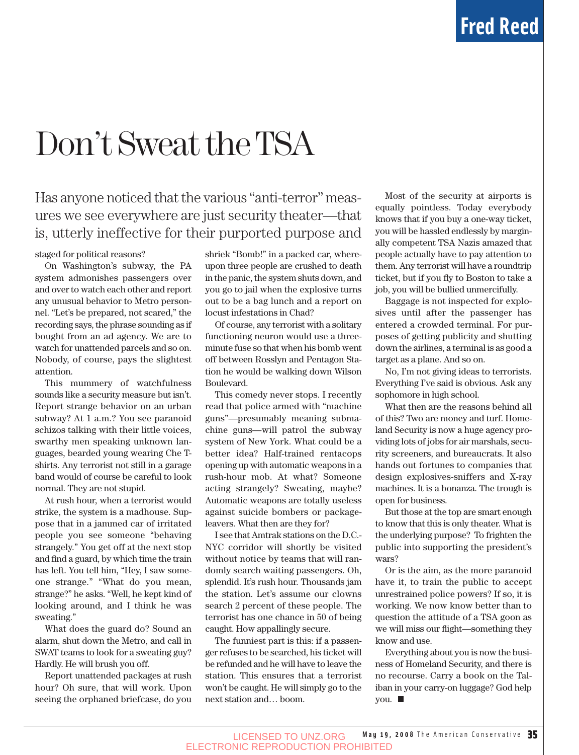Fred Reed

# Don't Sweat the TSA

Has anyone noticed that the various "anti-terror" measures we see everywhere are just security theater—that is, utterly ineffective for their purported purpose and staged for political reasons?

On Washington's subway, the PA system admonishes passengers over and over to watch each other and report any unusual behavior to Metro personnel. "Let's be prepared, not scared," the recording says, the phrase sounding as if bought from an ad agency. We are to watch for unattended parcels and so on. Nobody, of course, pays the slightest attention.

This mummery of watchfulness sounds like a security measure but isn't. Report strange behavior on an urban subway? At 1 a.m.? You see paranoid schizos talking with their little voices, swarthy men speaking unknown languages, bearded young wearing Che T-shirts. Any terrorist not still in a garage band would of course be careful to look normal. They are not stupid.

At rush hour, when a terrorist would strike, the system is a madhouse. Suppose that in a jammed car of irritated people you see someone "behaving strangely." You get off at the next stop and find a guard, by which time the train has left. You tell him, "Hey, I saw someone strange." "What do you mean, strange?" he asks. "Well, he kept kind of looking around, and I think he was sweating."

What does the guard do? Sound an alarm, shut down the Metro, and call in SWAT teams to look for a sweating guy? Hardly. He will brush you off.

Report unattended packages at rush hour? Oh sure, that will work. Upon seeing the orphaned briefcase, do you shriek "Bomb!" in a packed car, whereupon three people are crushed to death in the panic, the system shuts down, and you go to jail when the explosive turns out to be a bag lunch and a report on locust infestations in Chad?

Of course, any terrorist with a solitary functioning neuron would use a three-minute fuse so that when his bomb went off between Rosslyn and Pentagon Station he would be walking down Wilson Boulevard.

This comedy never stops. I recently read that police armed with "machine guns"—presumably meaning submachine guns—will patrol the subway system of New York. What could be a better idea? Half-trained rentacops opening up with automatic weapons in a rush-hour mob. At what? Someone acting strangely? Sweating, maybe? Automatic weapons are totally useless against suicide bombers or package-leavers. What then are they for?

I see that Amtrak stations on the D.C.-NYC corridor will shortly be visited without notice by teams that will randomly search waiting passengers. Oh, splendid. It's rush hour. Thousands jam the station. Let's assume our clowns search 2 percent of these people. The terrorist has one chance in 50 of being caught. How appallingly secure.

The funniest part is this: if a passenger refuses to be searched, his ticket will be refunded and he will have to leave the station. This ensures that a terrorist won't be caught. He will simply go to the next station and… boom.

Most of the security at airports is equally pointless. Today everybody knows that if you buy a one-way ticket, you will be hassled endlessly by marginally competent TSA Nazis amazed that people actually have to pay attention to them. Any terrorist will have a roundtrip ticket, but if you fly to Boston to take a job, you will be bullied unmercifully.

Baggage is not inspected for explosives until after the passenger has entered a crowded terminal. For purposes of getting publicity and shutting down the airlines, a terminal is as good a target as a plane. And so on.

No, I'm not giving ideas to terrorists. Everything I've said is obvious. Ask any sophomore in high school.

What then are the reasons behind all of this? Two are money and turf. Homeland Security is now a huge agency providing lots of jobs for air marshals, security screeners, and bureaucrats. It also hands out fortunes to companies that design explosives-sniffers and X-ray machines. It is a bonanza. The trough is open for business.

But those at the top are smart enough to know that this is only theater. What is the underlying purpose? To frighten the public into supporting the president's wars?

Or is the aim, as the more paranoid have it, to train the public to accept unrestrained police powers? If so, it is working. We now know better than to question the attitude of a TSA goon as we will miss our flight—something they know and use.

Everything about you is now the business of Homeland Security, and there is no recourse. Carry a book on the Taliban in your carry-on luggage? God help you. ■